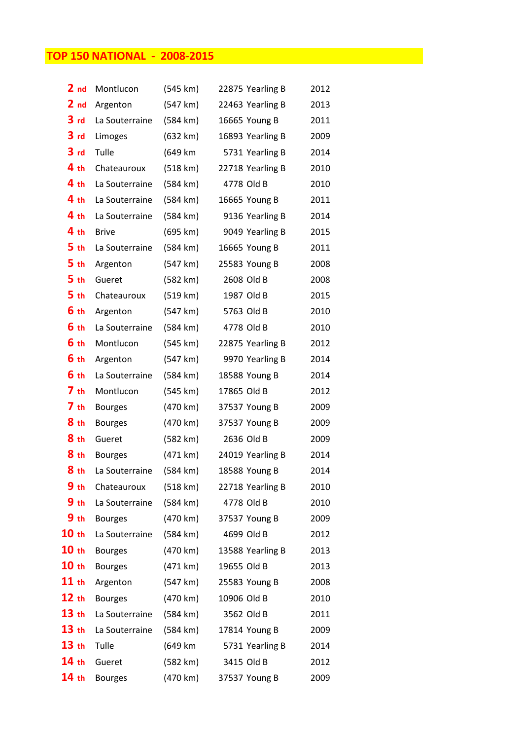# TOP 150 NATIONAL - 2008-2015

| | | | | |
|---|---|---|---|---|
| 2 nd | Montlucon | (545 km) | 22875 Yearling B | 2012 |
| 2 nd | Argenton | (547 km) | 22463 Yearling B | 2013 |
| 3 rd | La Souterraine | (584 km) | 16665 Young B | 2011 |
| 3 rd | Limoges | (632 km) | 16893 Yearling B | 2009 |
| 3 rd | Tulle | (649 km | 5731 Yearling B | 2014 |
| 4 th | Chateauroux | (518 km) | 22718 Yearling B | 2010 |
| 4 th | La Souterraine | (584 km) | 4778 Old B | 2010 |
| 4 th | La Souterraine | (584 km) | 16665 Young B | 2011 |
| 4 th | La Souterraine | (584 km) | 9136 Yearling B | 2014 |
| 4 th | Brive | (695 km) | 9049 Yearling B | 2015 |
| 5 th | La Souterraine | (584 km) | 16665 Young B | 2011 |
| 5 th | Argenton | (547 km) | 25583 Young B | 2008 |
| 5 th | Gueret | (582 km) | 2608 Old B | 2008 |
| 5 th | Chateauroux | (519 km) | 1987 Old B | 2015 |
| 6 th | Argenton | (547 km) | 5763 Old B | 2010 |
| 6 th | La Souterraine | (584 km) | 4778 Old B | 2010 |
| 6 th | Montlucon | (545 km) | 22875 Yearling B | 2012 |
| 6 th | Argenton | (547 km) | 9970 Yearling B | 2014 |
| 6 th | La Souterraine | (584 km) | 18588 Young B | 2014 |
| 7 th | Montlucon | (545 km) | 17865 Old B | 2012 |
| 7 th | Bourges | (470 km) | 37537 Young B | 2009 |
| 8 th | Bourges | (470 km) | 37537 Young B | 2009 |
| 8 th | Gueret | (582 km) | 2636 Old B | 2009 |
| 8 th | Bourges | (471 km) | 24019 Yearling B | 2014 |
| 8 th | La Souterraine | (584 km) | 18588 Young B | 2014 |
| 9 th | Chateauroux | (518 km) | 22718 Yearling B | 2010 |
| 9 th | La Souterraine | (584 km) | 4778 Old B | 2010 |
| 9 th | Bourges | (470 km) | 37537 Young B | 2009 |
| 10 th | La Souterraine | (584 km) | 4699 Old B | 2012 |
| 10 th | Bourges | (470 km) | 13588 Yearling B | 2013 |
| 10 th | Bourges | (471 km) | 19655 Old B | 2013 |
| 11 th | Argenton | (547 km) | 25583 Young B | 2008 |
| 12 th | Bourges | (470 km) | 10906 Old B | 2010 |
| 13 th | La Souterraine | (584 km) | 3562 Old B | 2011 |
| 13 th | La Souterraine | (584 km) | 17814 Young B | 2009 |
| 13 th | Tulle | (649 km | 5731 Yearling B | 2014 |
| 14 th | Gueret | (582 km) | 3415 Old B | 2012 |
| 14 th | Bourges | (470 km) | 37537 Young B | 2009 |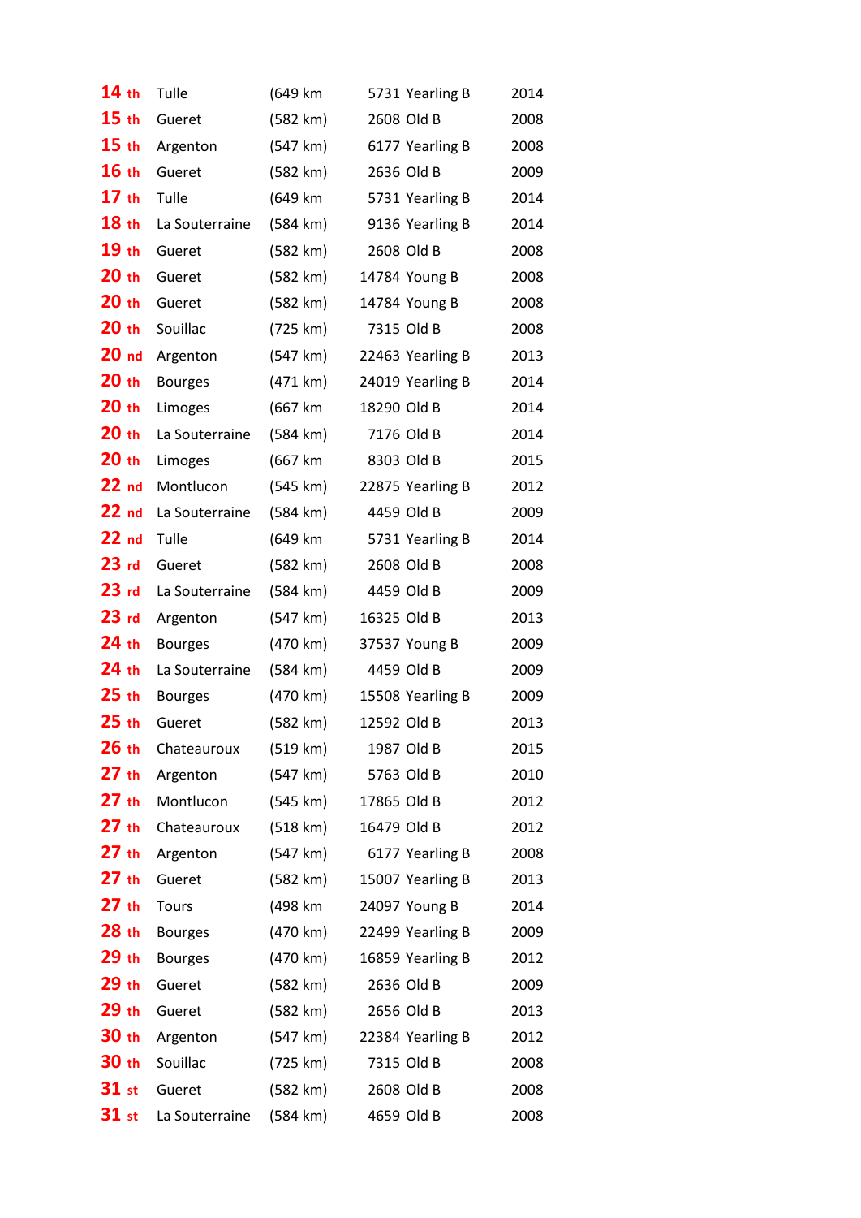| | | | | |
|---|---|---|---|---|
| 14 th | Tulle | (649 km | 5731 Yearling B | 2014 |
| 15 th | Gueret | (582 km) | 2608 Old B | 2008 |
| 15 th | Argenton | (547 km) | 6177 Yearling B | 2008 |
| 16 th | Gueret | (582 km) | 2636 Old B | 2009 |
| 17 th | Tulle | (649 km | 5731 Yearling B | 2014 |
| 18 th | La Souterraine | (584 km) | 9136 Yearling B | 2014 |
| 19 th | Gueret | (582 km) | 2608 Old B | 2008 |
| 20 th | Gueret | (582 km) | 14784 Young B | 2008 |
| 20 th | Gueret | (582 km) | 14784 Young B | 2008 |
| 20 th | Souillac | (725 km) | 7315 Old B | 2008 |
| 20 nd | Argenton | (547 km) | 22463 Yearling B | 2013 |
| 20 th | Bourges | (471 km) | 24019 Yearling B | 2014 |
| 20 th | Limoges | (667 km | 18290 Old B | 2014 |
| 20 th | La Souterraine | (584 km) | 7176 Old B | 2014 |
| 20 th | Limoges | (667 km | 8303 Old B | 2015 |
| 22 nd | Montlucon | (545 km) | 22875 Yearling B | 2012 |
| 22 nd | La Souterraine | (584 km) | 4459 Old B | 2009 |
| 22 nd | Tulle | (649 km | 5731 Yearling B | 2014 |
| 23 rd | Gueret | (582 km) | 2608 Old B | 2008 |
| 23 rd | La Souterraine | (584 km) | 4459 Old B | 2009 |
| 23 rd | Argenton | (547 km) | 16325 Old B | 2013 |
| 24 th | Bourges | (470 km) | 37537 Young B | 2009 |
| 24 th | La Souterraine | (584 km) | 4459 Old B | 2009 |
| 25 th | Bourges | (470 km) | 15508 Yearling B | 2009 |
| 25 th | Gueret | (582 km) | 12592 Old B | 2013 |
| 26 th | Chateauroux | (519 km) | 1987 Old B | 2015 |
| 27 th | Argenton | (547 km) | 5763 Old B | 2010 |
| 27 th | Montlucon | (545 km) | 17865 Old B | 2012 |
| 27 th | Chateauroux | (518 km) | 16479 Old B | 2012 |
| 27 th | Argenton | (547 km) | 6177 Yearling B | 2008 |
| 27 th | Gueret | (582 km) | 15007 Yearling B | 2013 |
| 27 th | Tours | (498 km | 24097 Young B | 2014 |
| 28 th | Bourges | (470 km) | 22499 Yearling B | 2009 |
| 29 th | Bourges | (470 km) | 16859 Yearling B | 2012 |
| 29 th | Gueret | (582 km) | 2636 Old B | 2009 |
| 29 th | Gueret | (582 km) | 2656 Old B | 2013 |
| 30 th | Argenton | (547 km) | 22384 Yearling B | 2012 |
| 30 th | Souillac | (725 km) | 7315 Old B | 2008 |
| 31 st | Gueret | (582 km) | 2608 Old B | 2008 |
| 31 st | La Souterraine | (584 km) | 4659 Old B | 2008 |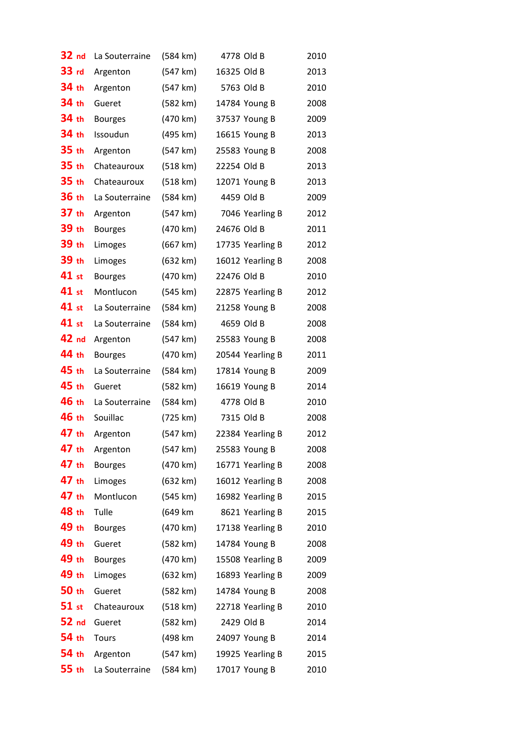| | | | | |
|---|---|---|---|---|
| 32 nd | La Souterraine | (584 km) | 4778 Old B | 2010 |
| 33 rd | Argenton | (547 km) | 16325 Old B | 2013 |
| 34 th | Argenton | (547 km) | 5763 Old B | 2010 |
| 34 th | Gueret | (582 km) | 14784 Young B | 2008 |
| 34 th | Bourges | (470 km) | 37537 Young B | 2009 |
| 34 th | Issoudun | (495 km) | 16615 Young B | 2013 |
| 35 th | Argenton | (547 km) | 25583 Young B | 2008 |
| 35 th | Chateauroux | (518 km) | 22254 Old B | 2013 |
| 35 th | Chateauroux | (518 km) | 12071 Young B | 2013 |
| 36 th | La Souterraine | (584 km) | 4459 Old B | 2009 |
| 37 th | Argenton | (547 km) | 7046 Yearling B | 2012 |
| 39 th | Bourges | (470 km) | 24676 Old B | 2011 |
| 39 th | Limoges | (667 km) | 17735 Yearling B | 2012 |
| 39 th | Limoges | (632 km) | 16012 Yearling B | 2008 |
| 41 st | Bourges | (470 km) | 22476 Old B | 2010 |
| 41 st | Montlucon | (545 km) | 22875 Yearling B | 2012 |
| 41 st | La Souterraine | (584 km) | 21258 Young B | 2008 |
| 41 st | La Souterraine | (584 km) | 4659 Old B | 2008 |
| 42 nd | Argenton | (547 km) | 25583 Young B | 2008 |
| 44 th | Bourges | (470 km) | 20544 Yearling B | 2011 |
| 45 th | La Souterraine | (584 km) | 17814 Young B | 2009 |
| 45 th | Gueret | (582 km) | 16619 Young B | 2014 |
| 46 th | La Souterraine | (584 km) | 4778 Old B | 2010 |
| 46 th | Souillac | (725 km) | 7315 Old B | 2008 |
| 47 th | Argenton | (547 km) | 22384 Yearling B | 2012 |
| 47 th | Argenton | (547 km) | 25583 Young B | 2008 |
| 47 th | Bourges | (470 km) | 16771 Yearling B | 2008 |
| 47 th | Limoges | (632 km) | 16012 Yearling B | 2008 |
| 47 th | Montlucon | (545 km) | 16982 Yearling B | 2015 |
| 48 th | Tulle | (649 km | 8621 Yearling B | 2015 |
| 49 th | Bourges | (470 km) | 17138 Yearling B | 2010 |
| 49 th | Gueret | (582 km) | 14784 Young B | 2008 |
| 49 th | Bourges | (470 km) | 15508 Yearling B | 2009 |
| 49 th | Limoges | (632 km) | 16893 Yearling B | 2009 |
| 50 th | Gueret | (582 km) | 14784 Young B | 2008 |
| 51 st | Chateauroux | (518 km) | 22718 Yearling B | 2010 |
| 52 nd | Gueret | (582 km) | 2429 Old B | 2014 |
| 54 th | Tours | (498 km | 24097 Young B | 2014 |
| 54 th | Argenton | (547 km) | 19925 Yearling B | 2015 |
| 55 th | La Souterraine | (584 km) | 17017 Young B | 2010 |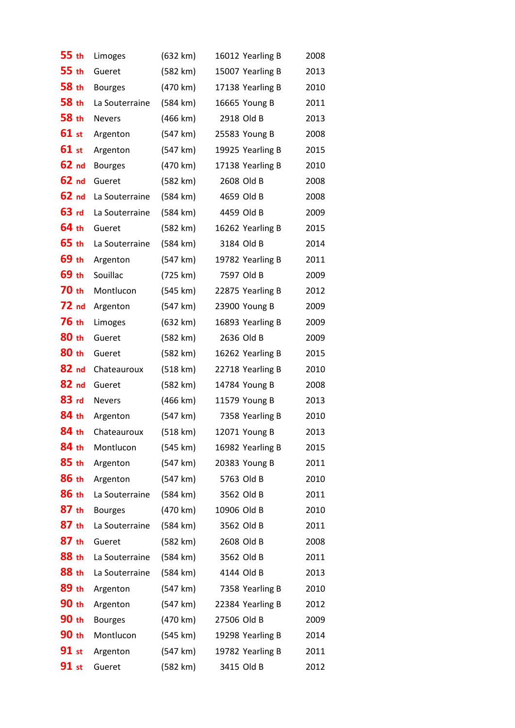| | | | | |
|---|---|---|---|---|
| 55 th | Limoges | (632 km) | 16012 Yearling B | 2008 |
| 55 th | Gueret | (582 km) | 15007 Yearling B | 2013 |
| 58 th | Bourges | (470 km) | 17138 Yearling B | 2010 |
| 58 th | La Souterraine | (584 km) | 16665 Young B | 2011 |
| 58 th | Nevers | (466 km) | 2918 Old B | 2013 |
| 61 st | Argenton | (547 km) | 25583 Young B | 2008 |
| 61 st | Argenton | (547 km) | 19925 Yearling B | 2015 |
| 62 nd | Bourges | (470 km) | 17138 Yearling B | 2010 |
| 62 nd | Gueret | (582 km) | 2608 Old B | 2008 |
| 62 nd | La Souterraine | (584 km) | 4659 Old B | 2008 |
| 63 rd | La Souterraine | (584 km) | 4459 Old B | 2009 |
| 64 th | Gueret | (582 km) | 16262 Yearling B | 2015 |
| 65 th | La Souterraine | (584 km) | 3184 Old B | 2014 |
| 69 th | Argenton | (547 km) | 19782 Yearling B | 2011 |
| 69 th | Souillac | (725 km) | 7597 Old B | 2009 |
| 70 th | Montlucon | (545 km) | 22875 Yearling B | 2012 |
| 72 nd | Argenton | (547 km) | 23900 Young B | 2009 |
| 76 th | Limoges | (632 km) | 16893 Yearling B | 2009 |
| 80 th | Gueret | (582 km) | 2636 Old B | 2009 |
| 80 th | Gueret | (582 km) | 16262 Yearling B | 2015 |
| 82 nd | Chateauroux | (518 km) | 22718 Yearling B | 2010 |
| 82 nd | Gueret | (582 km) | 14784 Young B | 2008 |
| 83 rd | Nevers | (466 km) | 11579 Young B | 2013 |
| 84 th | Argenton | (547 km) | 7358 Yearling B | 2010 |
| 84 th | Chateauroux | (518 km) | 12071 Young B | 2013 |
| 84 th | Montlucon | (545 km) | 16982 Yearling B | 2015 |
| 85 th | Argenton | (547 km) | 20383 Young B | 2011 |
| 86 th | Argenton | (547 km) | 5763 Old B | 2010 |
| 86 th | La Souterraine | (584 km) | 3562 Old B | 2011 |
| 87 th | Bourges | (470 km) | 10906 Old B | 2010 |
| 87 th | La Souterraine | (584 km) | 3562 Old B | 2011 |
| 87 th | Gueret | (582 km) | 2608 Old B | 2008 |
| 88 th | La Souterraine | (584 km) | 3562 Old B | 2011 |
| 88 th | La Souterraine | (584 km) | 4144 Old B | 2013 |
| 89 th | Argenton | (547 km) | 7358 Yearling B | 2010 |
| 90 th | Argenton | (547 km) | 22384 Yearling B | 2012 |
| 90 th | Bourges | (470 km) | 27506 Old B | 2009 |
| 90 th | Montlucon | (545 km) | 19298 Yearling B | 2014 |
| 91 st | Argenton | (547 km) | 19782 Yearling B | 2011 |
| 91 st | Gueret | (582 km) | 3415 Old B | 2012 |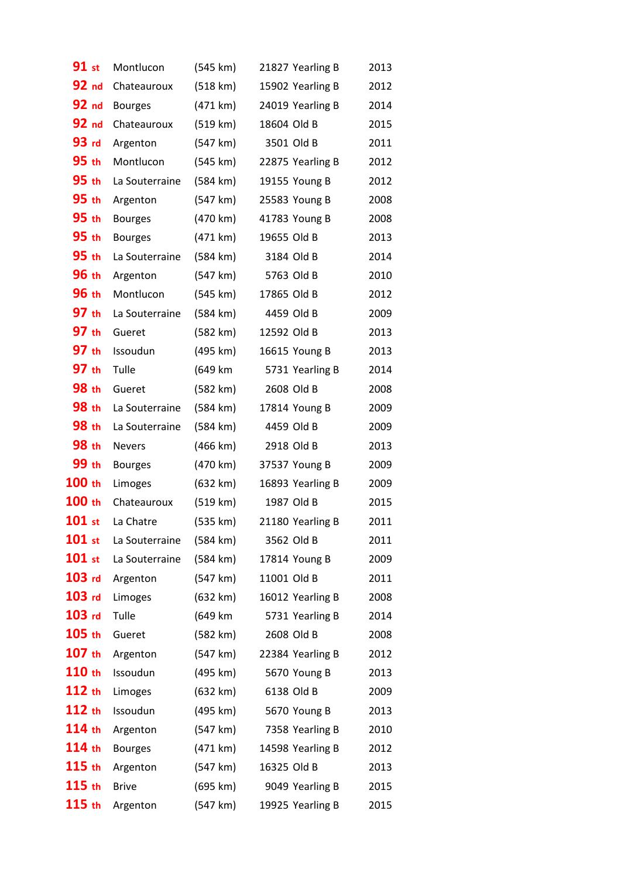| | | | | |
|---|---|---|---|---|
| 91 st | Montlucon | (545 km) | 21827 Yearling B | 2013 |
| 92 nd | Chateauroux | (518 km) | 15902 Yearling B | 2012 |
| 92 nd | Bourges | (471 km) | 24019 Yearling B | 2014 |
| 92 nd | Chateauroux | (519 km) | 18604 Old B | 2015 |
| 93 rd | Argenton | (547 km) | 3501 Old B | 2011 |
| 95 th | Montlucon | (545 km) | 22875 Yearling B | 2012 |
| 95 th | La Souterraine | (584 km) | 19155 Young B | 2012 |
| 95 th | Argenton | (547 km) | 25583 Young B | 2008 |
| 95 th | Bourges | (470 km) | 41783 Young B | 2008 |
| 95 th | Bourges | (471 km) | 19655 Old B | 2013 |
| 95 th | La Souterraine | (584 km) | 3184 Old B | 2014 |
| 96 th | Argenton | (547 km) | 5763 Old B | 2010 |
| 96 th | Montlucon | (545 km) | 17865 Old B | 2012 |
| 97 th | La Souterraine | (584 km) | 4459 Old B | 2009 |
| 97 th | Gueret | (582 km) | 12592 Old B | 2013 |
| 97 th | Issoudun | (495 km) | 16615 Young B | 2013 |
| 97 th | Tulle | (649 km | 5731 Yearling B | 2014 |
| 98 th | Gueret | (582 km) | 2608 Old B | 2008 |
| 98 th | La Souterraine | (584 km) | 17814 Young B | 2009 |
| 98 th | La Souterraine | (584 km) | 4459 Old B | 2009 |
| 98 th | Nevers | (466 km) | 2918 Old B | 2013 |
| 99 th | Bourges | (470 km) | 37537 Young B | 2009 |
| 100 th | Limoges | (632 km) | 16893 Yearling B | 2009 |
| 100 th | Chateauroux | (519 km) | 1987 Old B | 2015 |
| 101 st | La Chatre | (535 km) | 21180 Yearling B | 2011 |
| 101 st | La Souterraine | (584 km) | 3562 Old B | 2011 |
| 101 st | La Souterraine | (584 km) | 17814 Young B | 2009 |
| 103 rd | Argenton | (547 km) | 11001 Old B | 2011 |
| 103 rd | Limoges | (632 km) | 16012 Yearling B | 2008 |
| 103 rd | Tulle | (649 km | 5731 Yearling B | 2014 |
| 105 th | Gueret | (582 km) | 2608 Old B | 2008 |
| 107 th | Argenton | (547 km) | 22384 Yearling B | 2012 |
| 110 th | Issoudun | (495 km) | 5670 Young B | 2013 |
| 112 th | Limoges | (632 km) | 6138 Old B | 2009 |
| 112 th | Issoudun | (495 km) | 5670 Young B | 2013 |
| 114 th | Argenton | (547 km) | 7358 Yearling B | 2010 |
| 114 th | Bourges | (471 km) | 14598 Yearling B | 2012 |
| 115 th | Argenton | (547 km) | 16325 Old B | 2013 |
| 115 th | Brive | (695 km) | 9049 Yearling B | 2015 |
| 115 th | Argenton | (547 km) | 19925 Yearling B | 2015 |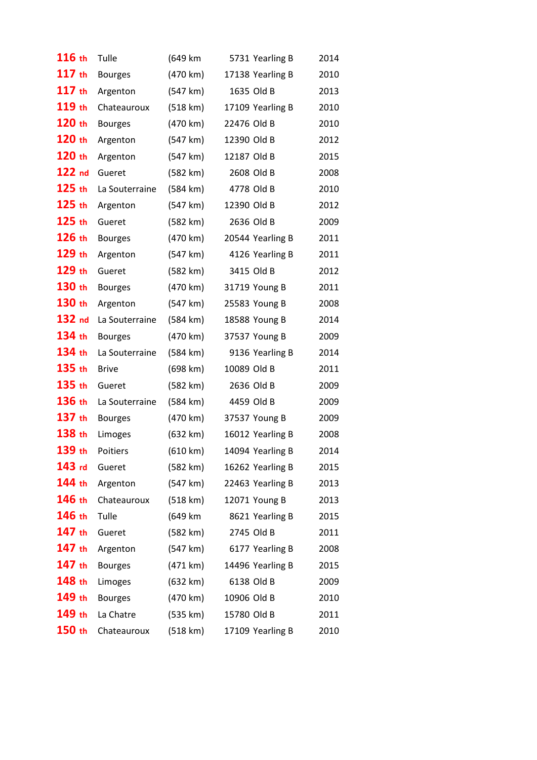| | | | | | |
|---|---|---|---|---|---|
| 116 th | Tulle | (649 km | 5731 | Yearling B | 2014 |
| 117 th | Bourges | (470 km) | 17138 | Yearling B | 2010 |
| 117 th | Argenton | (547 km) | 1635 | Old B | 2013 |
| 119 th | Chateauroux | (518 km) | 17109 | Yearling B | 2010 |
| 120 th | Bourges | (470 km) | 22476 | Old B | 2010 |
| 120 th | Argenton | (547 km) | 12390 | Old B | 2012 |
| 120 th | Argenton | (547 km) | 12187 | Old B | 2015 |
| 122 nd | Gueret | (582 km) | 2608 | Old B | 2008 |
| 125 th | La Souterraine | (584 km) | 4778 | Old B | 2010 |
| 125 th | Argenton | (547 km) | 12390 | Old B | 2012 |
| 125 th | Gueret | (582 km) | 2636 | Old B | 2009 |
| 126 th | Bourges | (470 km) | 20544 | Yearling B | 2011 |
| 129 th | Argenton | (547 km) | 4126 | Yearling B | 2011 |
| 129 th | Gueret | (582 km) | 3415 | Old B | 2012 |
| 130 th | Bourges | (470 km) | 31719 | Young B | 2011 |
| 130 th | Argenton | (547 km) | 25583 | Young B | 2008 |
| 132 nd | La Souterraine | (584 km) | 18588 | Young B | 2014 |
| 134 th | Bourges | (470 km) | 37537 | Young B | 2009 |
| 134 th | La Souterraine | (584 km) | 9136 | Yearling B | 2014 |
| 135 th | Brive | (698 km) | 10089 | Old B | 2011 |
| 135 th | Gueret | (582 km) | 2636 | Old B | 2009 |
| 136 th | La Souterraine | (584 km) | 4459 | Old B | 2009 |
| 137 th | Bourges | (470 km) | 37537 | Young B | 2009 |
| 138 th | Limoges | (632 km) | 16012 | Yearling B | 2008 |
| 139 th | Poitiers | (610 km) | 14094 | Yearling B | 2014 |
| 143 rd | Gueret | (582 km) | 16262 | Yearling B | 2015 |
| 144 th | Argenton | (547 km) | 22463 | Yearling B | 2013 |
| 146 th | Chateauroux | (518 km) | 12071 | Young B | 2013 |
| 146 th | Tulle | (649 km | 8621 | Yearling B | 2015 |
| 147 th | Gueret | (582 km) | 2745 | Old B | 2011 |
| 147 th | Argenton | (547 km) | 6177 | Yearling B | 2008 |
| 147 th | Bourges | (471 km) | 14496 | Yearling B | 2015 |
| 148 th | Limoges | (632 km) | 6138 | Old B | 2009 |
| 149 th | Bourges | (470 km) | 10906 | Old B | 2010 |
| 149 th | La Chatre | (535 km) | 15780 | Old B | 2011 |
| 150 th | Chateauroux | (518 km) | 17109 | Yearling B | 2010 |